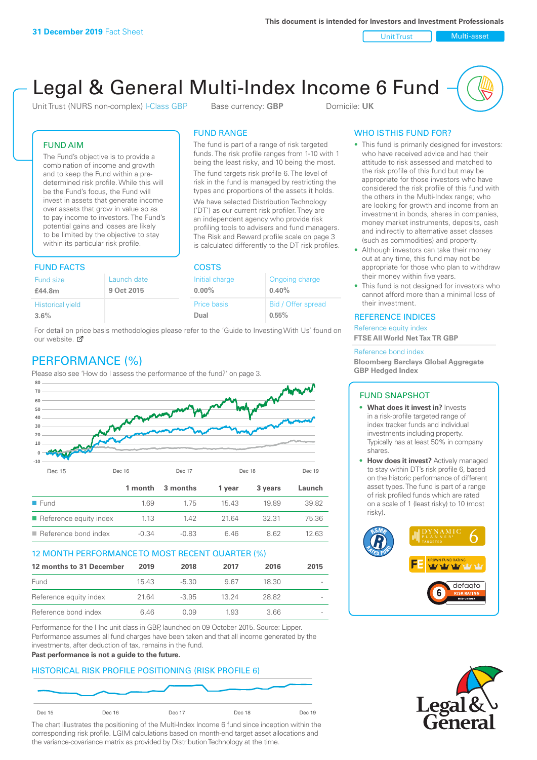This document is intended for Investors and Investment Professionals

31 December 2019 Fact Sheet

Unit Trust | Multi-asset

# Legal & General Multi-Index Income 6 Fund

Unit Trust (NURS non-complex) I-Class GBP    Base currency: **GBP**    Domicile: **UK**

## FUND AIM

The Fund's objective is to provide a combination of income and growth and to keep the Fund within a pre-determined risk profile. While this will be the Fund's focus, the Fund will invest in assets that generate income over assets that grow in value so as to pay income to investors. The Fund's potential gains and losses are likely to be limited by the objective to stay within its particular risk profile.

## FUND RANGE

The fund is part of a range of risk targeted funds. The risk profile ranges from 1-10 with 1 being the least risky, and 10 being the most.

The fund targets risk profile 6. The level of risk in the fund is managed by restricting the types and proportions of the assets it holds.

We have selected Distribution Technology ('DT') as our current risk profiler. They are an independent agency who provide risk profiling tools to advisers and fund managers. The Risk and Reward profile scale on page 3 is calculated differently to the DT risk profiles.

## FUND FACTS

| Fund size | Launch date |
|---|---|
| **£44.8m** | **9 Oct 2015** |
| Historical yield | |
| **3.6%** | |

## COSTS

| Initial charge | Ongoing charge |
|---|---|
| **0.00%** | **0.40%** |
| Price basis | Bid / Offer spread |
| **Dual** | **0.55%** |

For detail on price basis methodologies please refer to the 'Guide to Investing With Us' found on our website.

## PERFORMANCE (%)

Please also see 'How do I assess the performance of the fund?' on page 3.

| | 1 month | 3 months | 1 year | 3 years | Launch |
|---|---|---|---|---|---|
| Fund | 1.69 | 1.75 | 15.43 | 19.89 | 39.82 |
| Reference equity index | 1.13 | 1.42 | 21.64 | 32.31 | 75.36 |
| Reference bond index | -0.34 | -0.83 | 6.46 | 8.62 | 12.63 |

## 12 MONTH PERFORMANCE TO MOST RECENT QUARTER (%)

| 12 months to 31 December | 2019 | 2018 | 2017 | 2016 | 2015 |
|---|---|---|---|---|---|
| Fund | 15.43 | -5.30 | 9.67 | 18.30 | - |
| Reference equity index | 21.64 | -3.95 | 13.24 | 28.82 | - |
| Reference bond index | 6.46 | 0.09 | 1.93 | 3.66 | - |

Performance for the I Inc unit class in GBP, launched on 09 October 2015. Source: Lipper. Performance assumes all fund charges have been taken and that all income generated by the investments, after deduction of tax, remains in the fund.

**Past performance is not a guide to the future.**

## HISTORICAL RISK PROFILE POSITIONING (RISK PROFILE 6)

The chart illustrates the positioning of the Multi-Index Income 6 fund since inception within the corresponding risk profile. LGIM calculations based on month-end target asset allocations and the variance-covariance matrix as provided by Distribution Technology at the time.

## WHO IS THIS FUND FOR?

- This fund is primarily designed for investors: who have received advice and had their attitude to risk assessed and matched to the risk profile of this fund but may be appropriate for those investors who have considered the risk profile of this fund with the others in the Multi-Index range; who are looking for growth and income from an investment in bonds, shares in companies, money market instruments, deposits, cash and indirectly to alternative asset classes (such as commodities) and property.
- Although investors can take their money out at any time, this fund may not be appropriate for those who plan to withdraw their money within five years.
- This fund is not designed for investors who cannot afford more than a minimal loss of their investment.

## REFERENCE INDICES

Reference equity index
**FTSE All World Net Tax TR GBP**

Reference bond index
**Bloomberg Barclays Global Aggregate GBP Hedged Index**

## FUND SNAPSHOT

- **What does it invest in?** Invests in a risk-profile targeted range of index tracker funds and individual investments including property. Typically has at least 50% in company shares.
- **How does it invest?** Actively managed to stay within DT's risk profile 6, based on the historic performance of different asset types. The fund is part of a range of risk profiled funds which are rated on a scale of 1 (least risky) to 10 (most risky).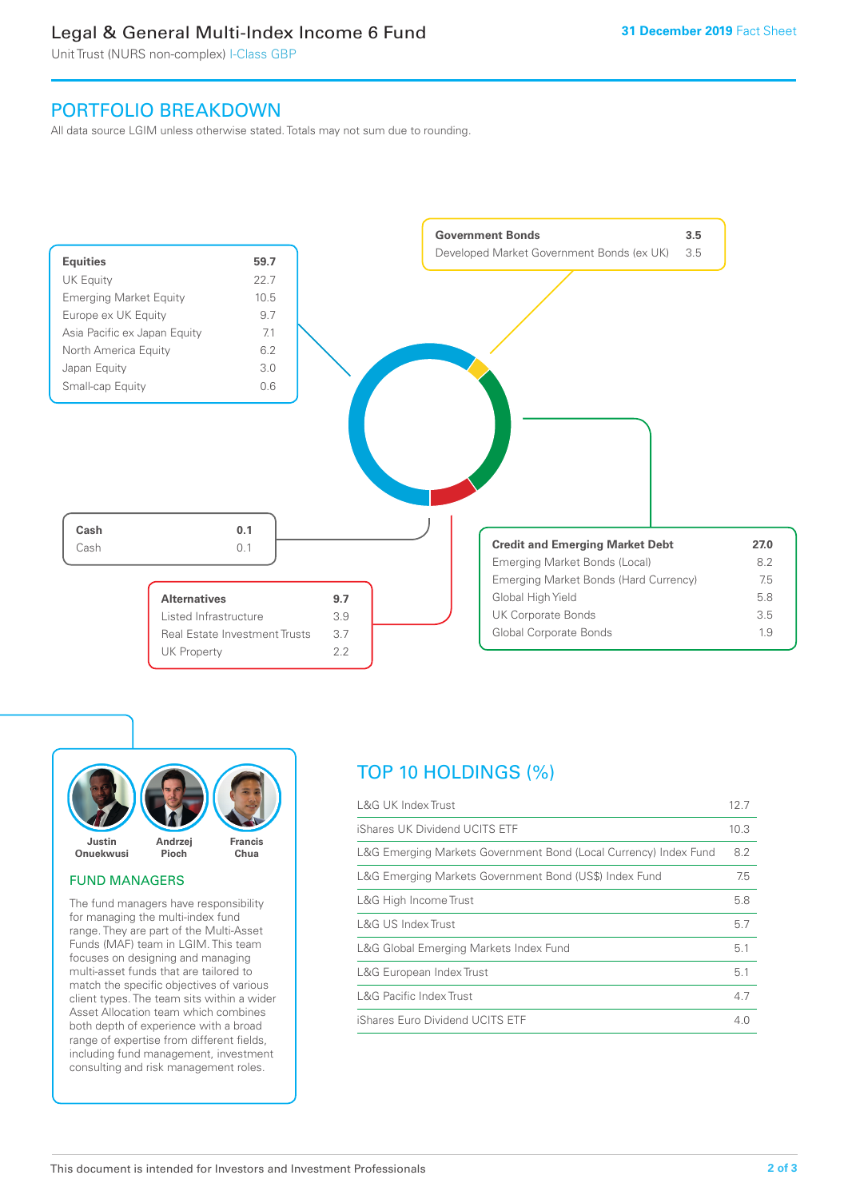# Legal & General Multi-Index Income 6 Fund

Unit Trust (NURS non-complex) I-Class GBP

31 December 2019 Fact Sheet

## PORTFOLIO BREAKDOWN

All data source LGIM unless otherwise stated. Totals may not sum due to rounding.

| Equities | 59.7 |
|---|---|
| UK Equity | 22.7 |
| Emerging Market Equity | 10.5 |
| Europe ex UK Equity | 9.7 |
| Asia Pacific ex Japan Equity | 7.1 |
| North America Equity | 6.2 |
| Japan Equity | 3.0 |
| Small-cap Equity | 0.6 |

| Government Bonds | 3.5 |
|---|---|
| Developed Market Government Bonds (ex UK) | 3.5 |

| Cash | 0.1 |
|---|---|
| Cash | 0.1 |

| Alternatives | 9.7 |
|---|---|
| Listed Infrastructure | 3.9 |
| Real Estate Investment Trusts | 3.7 |
| UK Property | 2.2 |

| Credit and Emerging Market Debt | 27.0 |
|---|---|
| Emerging Market Bonds (Local) | 8.2 |
| Emerging Market Bonds (Hard Currency) | 7.5 |
| Global High Yield | 5.8 |
| UK Corporate Bonds | 3.5 |
| Global Corporate Bonds | 1.9 |

Justin Onuekwusi | Andrzej Pioch | Francis Chua

### FUND MANAGERS

The fund managers have responsibility for managing the multi-index fund range. They are part of the Multi-Asset Funds (MAF) team in LGIM. This team focuses on designing and managing multi-asset funds that are tailored to match the specific objectives of various client types. The team sits within a wider Asset Allocation team which combines both depth of experience with a broad range of expertise from different fields, including fund management, investment consulting and risk management roles.

## TOP 10 HOLDINGS (%)

| Holding | % |
|---|---|
| L&G UK Index Trust | 12.7 |
| iShares UK Dividend UCITS ETF | 10.3 |
| L&G Emerging Markets Government Bond (Local Currency) Index Fund | 8.2 |
| L&G Emerging Markets Government Bond (US$) Index Fund | 7.5 |
| L&G High Income Trust | 5.8 |
| L&G US Index Trust | 5.7 |
| L&G Global Emerging Markets Index Fund | 5.1 |
| L&G European Index Trust | 5.1 |
| L&G Pacific Index Trust | 4.7 |
| iShares Euro Dividend UCITS ETF | 4.0 |

This document is intended for Investors and Investment Professionals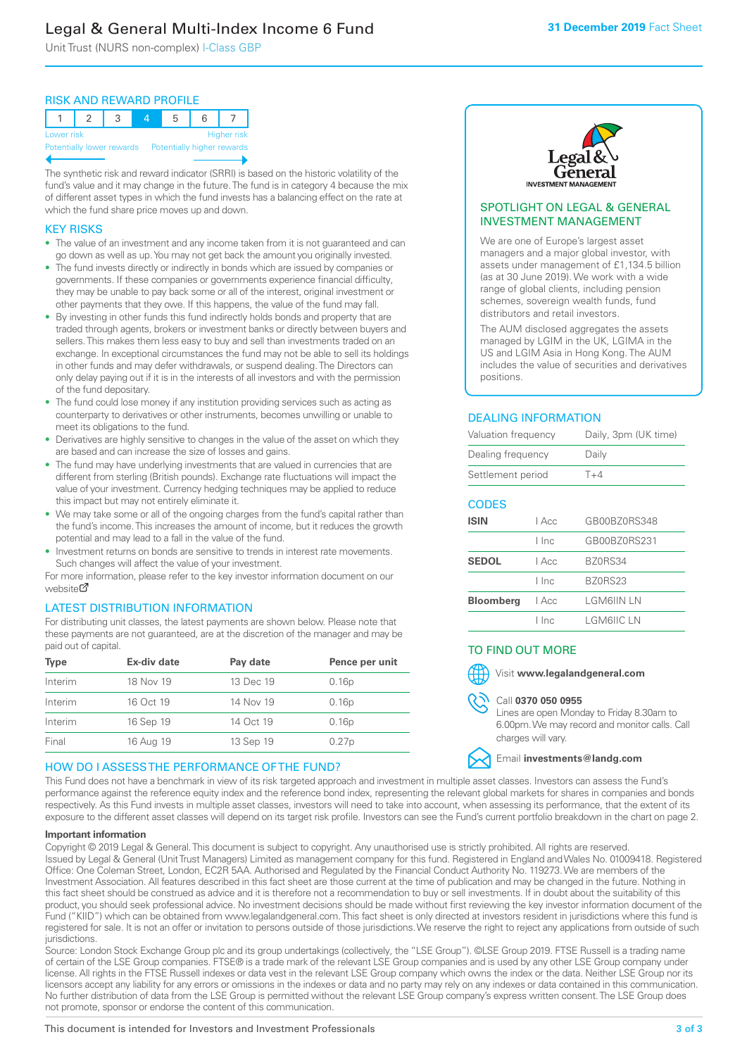# Legal & General Multi-Index Income 6 Fund

Unit Trust (NURS non-complex) I-Class GBP

31 December 2019 Fact Sheet

## RISK AND REWARD PROFILE

| 1 | 2 | 3 | 4 | 5 | 6 | 7 |
|---|---|---|---|---|---|---|

Lower risk — Higher risk

Potentially lower rewards — Potentially higher rewards

The synthetic risk and reward indicator (SRRI) is based on the historic volatility of the fund's value and it may change in the future. The fund is in category 4 because the mix of different asset types in which the fund invests has a balancing effect on the rate at which the fund share price moves up and down.

## KEY RISKS

- The value of an investment and any income taken from it is not guaranteed and can go down as well as up. You may not get back the amount you originally invested.
- The fund invests directly or indirectly in bonds which are issued by companies or governments. If these companies or governments experience financial difficulty, they may be unable to pay back some or all of the interest, original investment or other payments that they owe. If this happens, the value of the fund may fall.
- By investing in other funds this fund indirectly holds bonds and property that are traded through agents, brokers or investment banks or directly between buyers and sellers. This makes them less easy to buy and sell than investments traded on an exchange. In exceptional circumstances the fund may not be able to sell its holdings in other funds and may defer withdrawals, or suspend dealing. The Directors can only delay paying out if it is in the interests of all investors and with the permission of the fund depositary.
- The fund could lose money if any institution providing services such as acting as counterparty to derivatives or other instruments, becomes unwilling or unable to meet its obligations to the fund.
- Derivatives are highly sensitive to changes in the value of the asset on which they are based and can increase the size of losses and gains.
- The fund may have underlying investments that are valued in currencies that are different from sterling (British pounds). Exchange rate fluctuations will impact the value of your investment. Currency hedging techniques may be applied to reduce this impact but may not entirely eliminate it.
- We may take some or all of the ongoing charges from the fund's capital rather than the fund's income. This increases the amount of income, but it reduces the growth potential and may lead to a fall in the value of the fund.
- Investment returns on bonds are sensitive to trends in interest rate movements. Such changes will affect the value of your investment.

For more information, please refer to the key investor information document on our website

## LATEST DISTRIBUTION INFORMATION

For distributing unit classes, the latest payments are shown below. Please note that these payments are not guaranteed, are at the discretion of the manager and may be paid out of capital.

| Type | Ex-div date | Pay date | Pence per unit |
|---|---|---|---|
| Interim | 18 Nov 19 | 13 Dec 19 | 0.16p |
| Interim | 16 Oct 19 | 14 Nov 19 | 0.16p |
| Interim | 16 Sep 19 | 14 Oct 19 | 0.16p |
| Final | 16 Aug 19 | 13 Sep 19 | 0.27p |

## HOW DO I ASSESS THE PERFORMANCE OF THE FUND?

This Fund does not have a benchmark in view of its risk targeted approach and investment in multiple asset classes. Investors can assess the Fund's performance against the reference equity index and the reference bond index, representing the relevant global markets for shares in companies and bonds respectively. As this Fund invests in multiple asset classes, investors will need to take into account, when assessing its performance, that the extent of its exposure to the different asset classes will depend on its target risk profile. Investors can see the Fund's current portfolio breakdown in the chart on page 2.

## SPOTLIGHT ON LEGAL & GENERAL INVESTMENT MANAGEMENT

We are one of Europe's largest asset managers and a major global investor, with assets under management of £1,134.5 billion (as at 30 June 2019). We work with a wide range of global clients, including pension schemes, sovereign wealth funds, fund distributors and retail investors.

The AUM disclosed aggregates the assets managed by LGIM in the UK, LGIMA in the US and LGIM Asia in Hong Kong. The AUM includes the value of securities and derivatives positions.

## DEALING INFORMATION

| | |
|---|---|
| Valuation frequency | Daily, 3pm (UK time) |
| Dealing frequency | Daily |
| Settlement period | T+4 |

## CODES

| | | |
|---|---|---|
| **ISIN** | I Acc | GB00BZ0RS348 |
| | I Inc | GB00BZ0RS231 |
| **SEDOL** | I Acc | BZ0RS34 |
| | I Inc | BZ0RS23 |
| **Bloomberg** | I Acc | LGM6IIN LN |
| | I Inc | LGM6IIC LN |

## TO FIND OUT MORE

Visit **www.legalandgeneral.com**

Call **0370 050 0955**
Lines are open Monday to Friday 8.30am to 6.00pm. We may record and monitor calls. Call charges will vary.

Email **investments@landg.com**

### Important information

Copyright © 2019 Legal & General. This document is subject to copyright. Any unauthorised use is strictly prohibited. All rights are reserved.

Issued by Legal & General (Unit Trust Managers) Limited as management company for this fund. Registered in England and Wales No. 01009418. Registered Office: One Coleman Street, London, EC2R 5AA. Authorised and Regulated by the Financial Conduct Authority No. 119273. We are members of the Investment Association. All features described in this fact sheet are those current at the time of publication and may be changed in the future. Nothing in this fact sheet should be construed as advice and it is therefore not a recommendation to buy or sell investments. If in doubt about the suitability of this product, you should seek professional advice. No investment decisions should be made without first reviewing the key investor information document of the Fund ("KIID") which can be obtained from www.legalandgeneral.com. This fact sheet is only directed at investors resident in jurisdictions where this fund is registered for sale. It is not an offer or invitation to persons outside of those jurisdictions. We reserve the right to reject any applications from outside of such jurisdictions.

Source: London Stock Exchange Group plc and its group undertakings (collectively, the "LSE Group"). ©LSE Group 2019. FTSE Russell is a trading name of certain of the LSE Group companies. FTSE® is a trade mark of the relevant LSE Group companies and is used by any other LSE Group company under license. All rights in the FTSE Russell indexes or data vest in the relevant LSE Group company which owns the index or the data. Neither LSE Group nor its licensors accept any liability for any errors or omissions in the indexes or data and no party may rely on any indexes or data contained in this communication. No further distribution of data from the LSE Group is permitted without the relevant LSE Group company's express written consent. The LSE Group does not promote, sponsor or endorse the content of this communication.

This document is intended for Investors and Investment Professionals